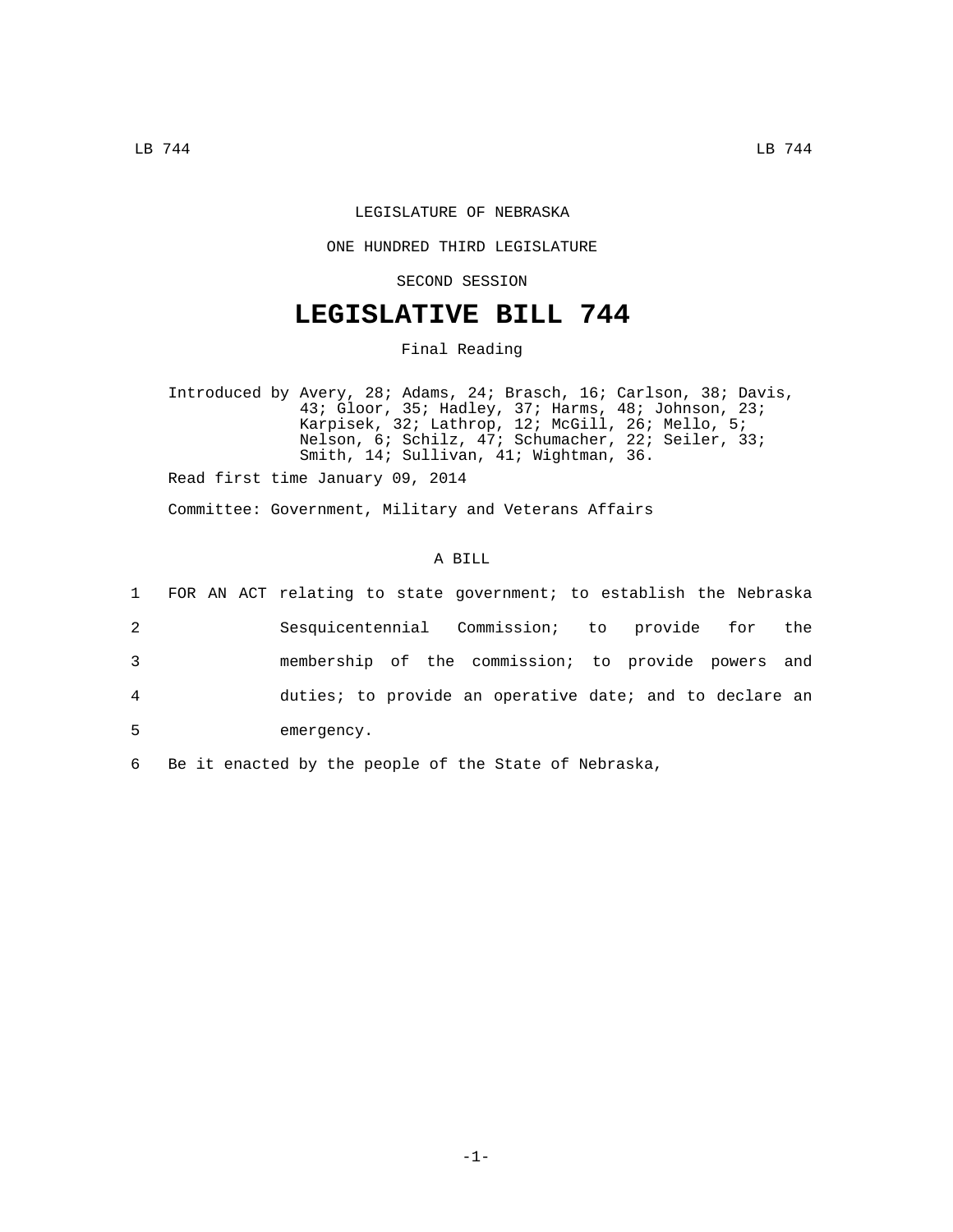LEGISLATURE OF NEBRASKA

ONE HUNDRED THIRD LEGISLATURE

SECOND SESSION

# LEGISLATIVE BILL 744

Final Reading

Introduced by Avery, 28; Adams, 24; Brasch, 16; Carlson, 38; Davis, 43; Gloor, 35; Hadley, 37; Harms, 48; Johnson, 23; Karpisek, 32; Lathrop, 12; McGill, 26; Mello, 5; Nelson, 6; Schilz, 47; Schumacher, 22; Seiler, 33; Smith, 14; Sullivan, 41; Wightman, 36.

Read first time January 09, 2014

Committee: Government, Military and Veterans Affairs

A BILL

1 FOR AN ACT relating to state government; to establish the Nebraska
2 Sesquicentennial Commission; to provide for the
3 membership of the commission; to provide powers and
4 duties; to provide an operative date; and to declare an
5 emergency.

6 Be it enacted by the people of the State of Nebraska,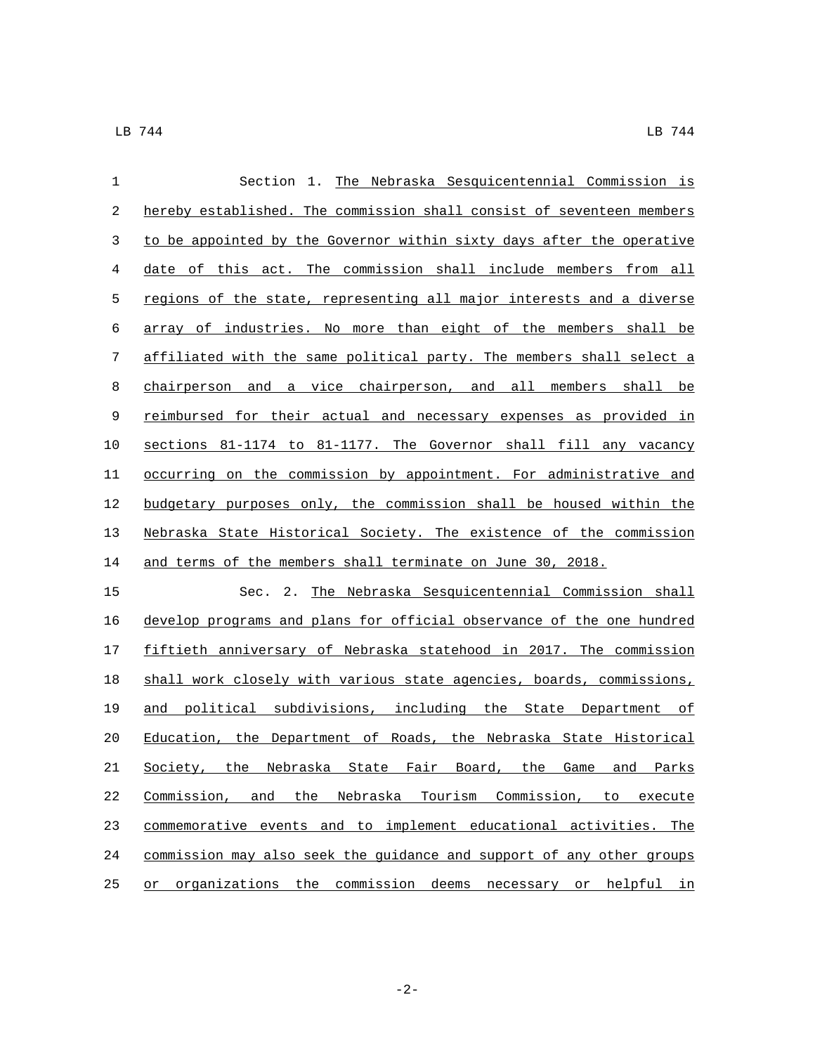Section 1. The Nebraska Sesquicentennial Commission is hereby established. The commission shall consist of seventeen members to be appointed by the Governor within sixty days after the operative date of this act. The commission shall include members from all regions of the state, representing all major interests and a diverse array of industries. No more than eight of the members shall be affiliated with the same political party. The members shall select a chairperson and a vice chairperson, and all members shall be reimbursed for their actual and necessary expenses as provided in sections 81-1174 to 81-1177. The Governor shall fill any vacancy occurring on the commission by appointment. For administrative and budgetary purposes only, the commission shall be housed within the Nebraska State Historical Society. The existence of the commission and terms of the members shall terminate on June 30, 2018.

Sec. 2. The Nebraska Sesquicentennial Commission shall develop programs and plans for official observance of the one hundred fiftieth anniversary of Nebraska statehood in 2017. The commission shall work closely with various state agencies, boards, commissions, and political subdivisions, including the State Department of Education, the Department of Roads, the Nebraska State Historical Society, the Nebraska State Fair Board, the Game and Parks Commission, and the Nebraska Tourism Commission, to execute commemorative events and to implement educational activities. The commission may also seek the guidance and support of any other groups or organizations the commission deems necessary or helpful in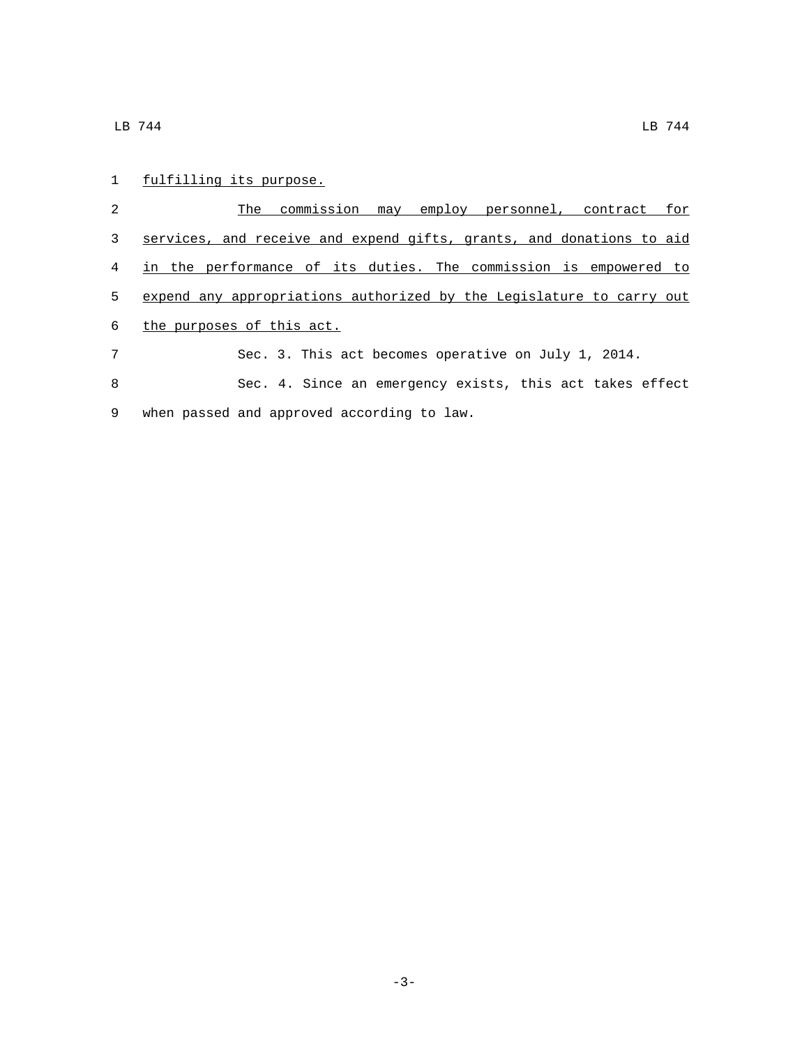fulfilling its purpose.

The commission may employ personnel, contract for services, and receive and expend gifts, grants, and donations to aid in the performance of its duties. The commission is empowered to expend any appropriations authorized by the Legislature to carry out the purposes of this act.

Sec. 3. This act becomes operative on July 1, 2014.

Sec. 4. Since an emergency exists, this act takes effect when passed and approved according to law.